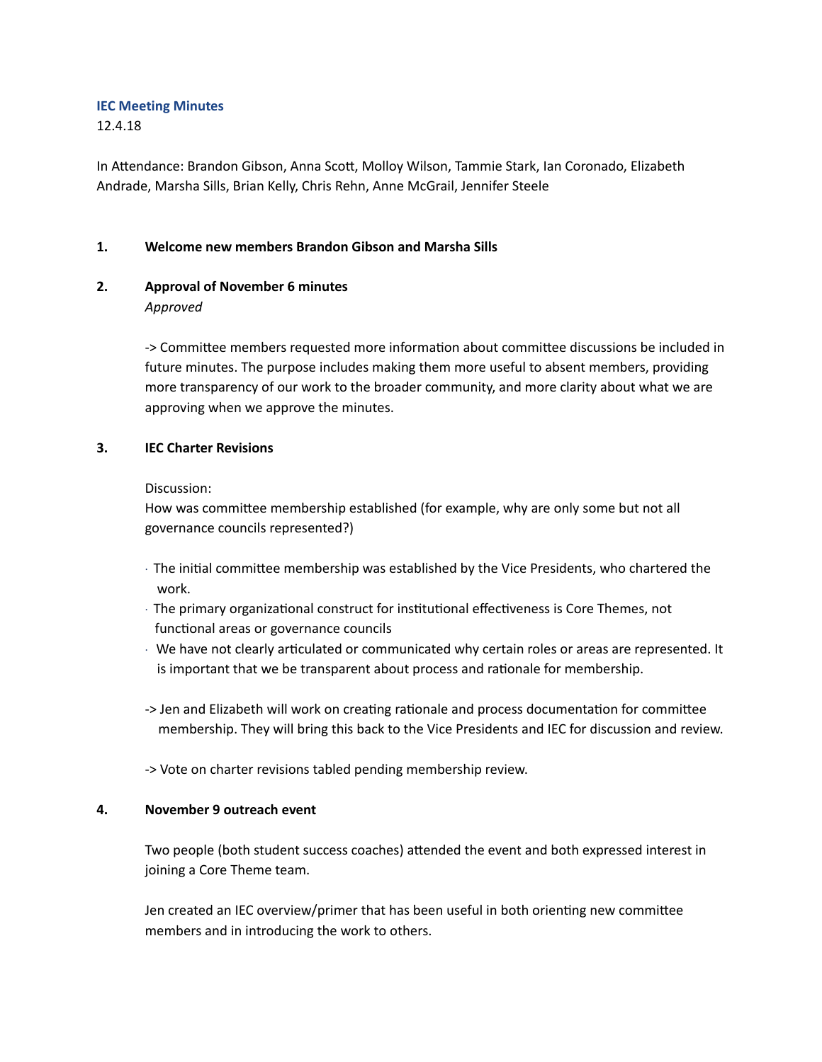## IEC Meeting Minutes

12.4.18

In Attendance: Brandon Gibson, Anna Scott, Molloy Wilson, Tammie Stark, Ian Coronado, Elizabeth Andrade, Marsha Sills, Brian Kelly, Chris Rehn, Anne McGrail, Jennifer Steele

**1. Welcome new members Brandon Gibson and Marsha Sills**

**2. Approval of November 6 minutes**

*Approved*

-> Committee members requested more information about committee discussions be included in future minutes. The purpose includes making them more useful to absent members, providing more transparency of our work to the broader community, and more clarity about what we are approving when we approve the minutes.

**3. IEC Charter Revisions**

Discussion:
How was committee membership established (for example, why are only some but not all governance councils represented?)

- The initial committee membership was established by the Vice Presidents, who chartered the work.
- The primary organizational construct for institutional effectiveness is Core Themes, not functional areas or governance councils
- We have not clearly articulated or communicated why certain roles or areas are represented. It is important that we be transparent about process and rationale for membership.

-> Jen and Elizabeth will work on creating rationale and process documentation for committee membership. They will bring this back to the Vice Presidents and IEC for discussion and review.

-> Vote on charter revisions tabled pending membership review.

**4. November 9 outreach event**

Two people (both student success coaches) attended the event and both expressed interest in joining a Core Theme team.

Jen created an IEC overview/primer that has been useful in both orienting new committee members and in introducing the work to others.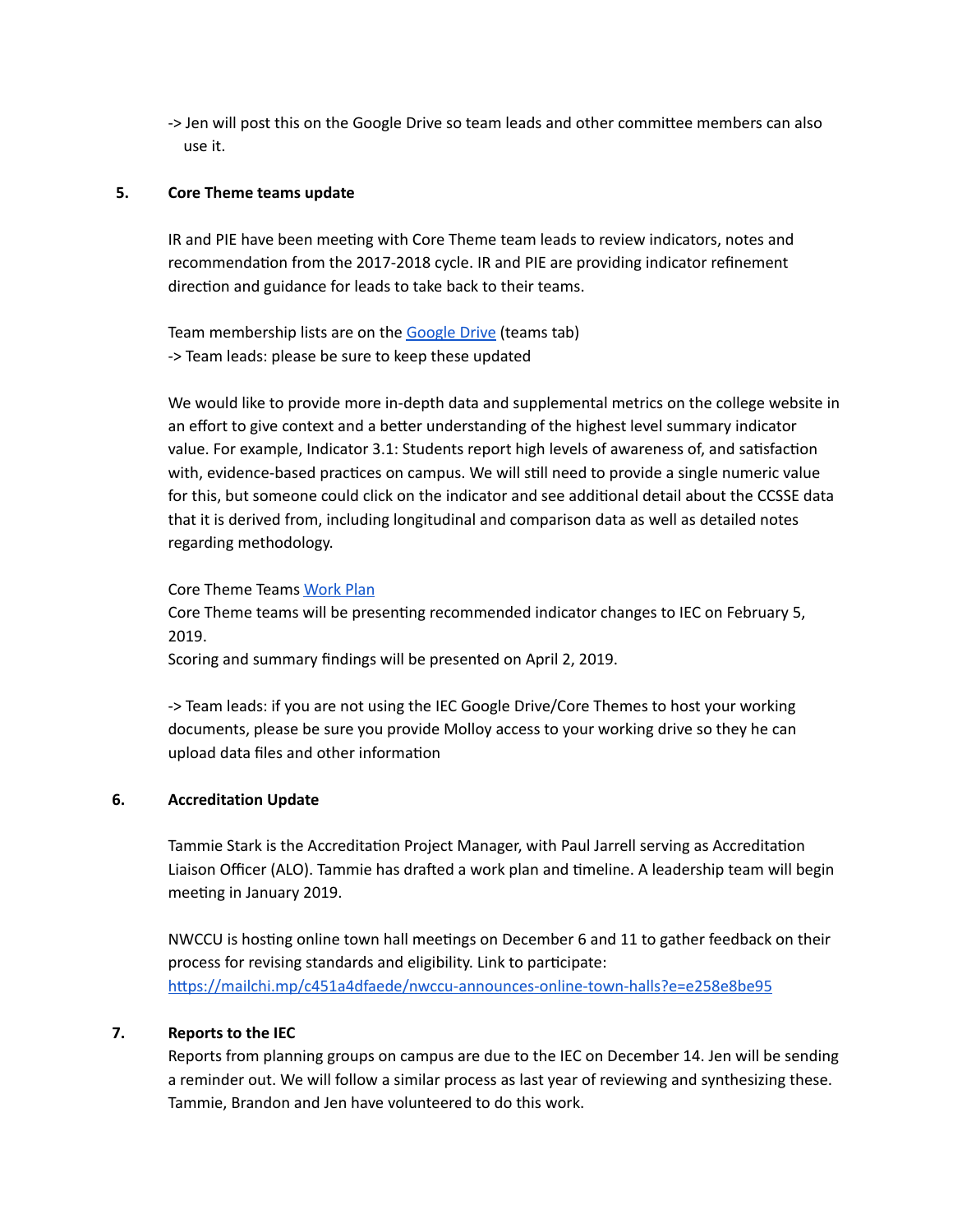-> Jen will post this on the Google Drive so team leads and other committee members can also use it.

5. **Core Theme teams update**

IR and PIE have been meeting with Core Theme team leads to review indicators, notes and recommendation from the 2017-2018 cycle. IR and PIE are providing indicator refinement direction and guidance for leads to take back to their teams.

Team membership lists are on the Google Drive (teams tab)
-> Team leads: please be sure to keep these updated

We would like to provide more in-depth data and supplemental metrics on the college website in an effort to give context and a better understanding of the highest level summary indicator value. For example, Indicator 3.1: Students report high levels of awareness of, and satisfaction with, evidence-based practices on campus. We will still need to provide a single numeric value for this, but someone could click on the indicator and see additional detail about the CCSSE data that it is derived from, including longitudinal and comparison data as well as detailed notes regarding methodology.

Core Theme Teams Work Plan
Core Theme teams will be presenting recommended indicator changes to IEC on February 5, 2019.
Scoring and summary findings will be presented on April 2, 2019.

-> Team leads: if you are not using the IEC Google Drive/Core Themes to host your working documents, please be sure you provide Molloy access to your working drive so they he can upload data files and other information

6. **Accreditation Update**

Tammie Stark is the Accreditation Project Manager, with Paul Jarrell serving as Accreditation Liaison Officer (ALO). Tammie has drafted a work plan and timeline. A leadership team will begin meeting in January 2019.

NWCCU is hosting online town hall meetings on December 6 and 11 to gather feedback on their process for revising standards and eligibility. Link to participate:
https://mailchi.mp/c451a4dfaede/nwccu-announces-online-town-halls?e=e258e8be95

7. **Reports to the IEC**

Reports from planning groups on campus are due to the IEC on December 14. Jen will be sending a reminder out. We will follow a similar process as last year of reviewing and synthesizing these. Tammie, Brandon and Jen have volunteered to do this work.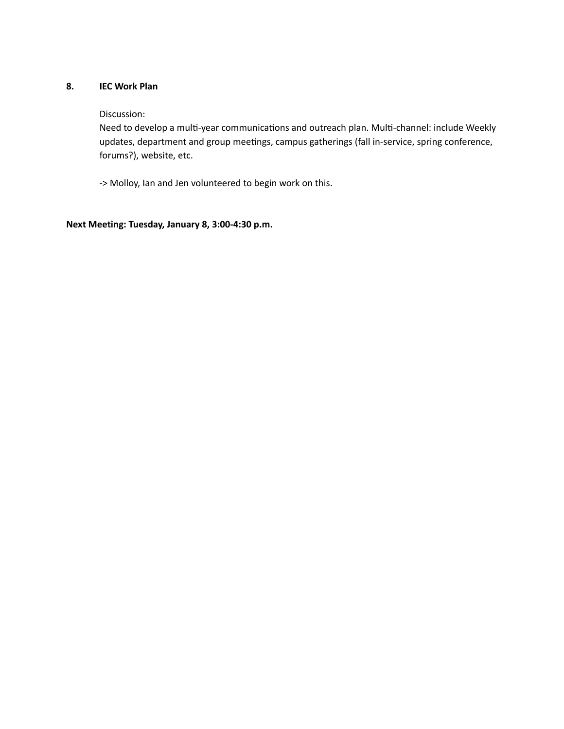**8. IEC Work Plan**

Discussion:
Need to develop a multi-year communications and outreach plan. Multi-channel: include Weekly updates, department and group meetings, campus gatherings (fall in-service, spring conference, forums?), website, etc.

-> Molloy, Ian and Jen volunteered to begin work on this.

**Next Meeting: Tuesday, January 8, 3:00-4:30 p.m.**